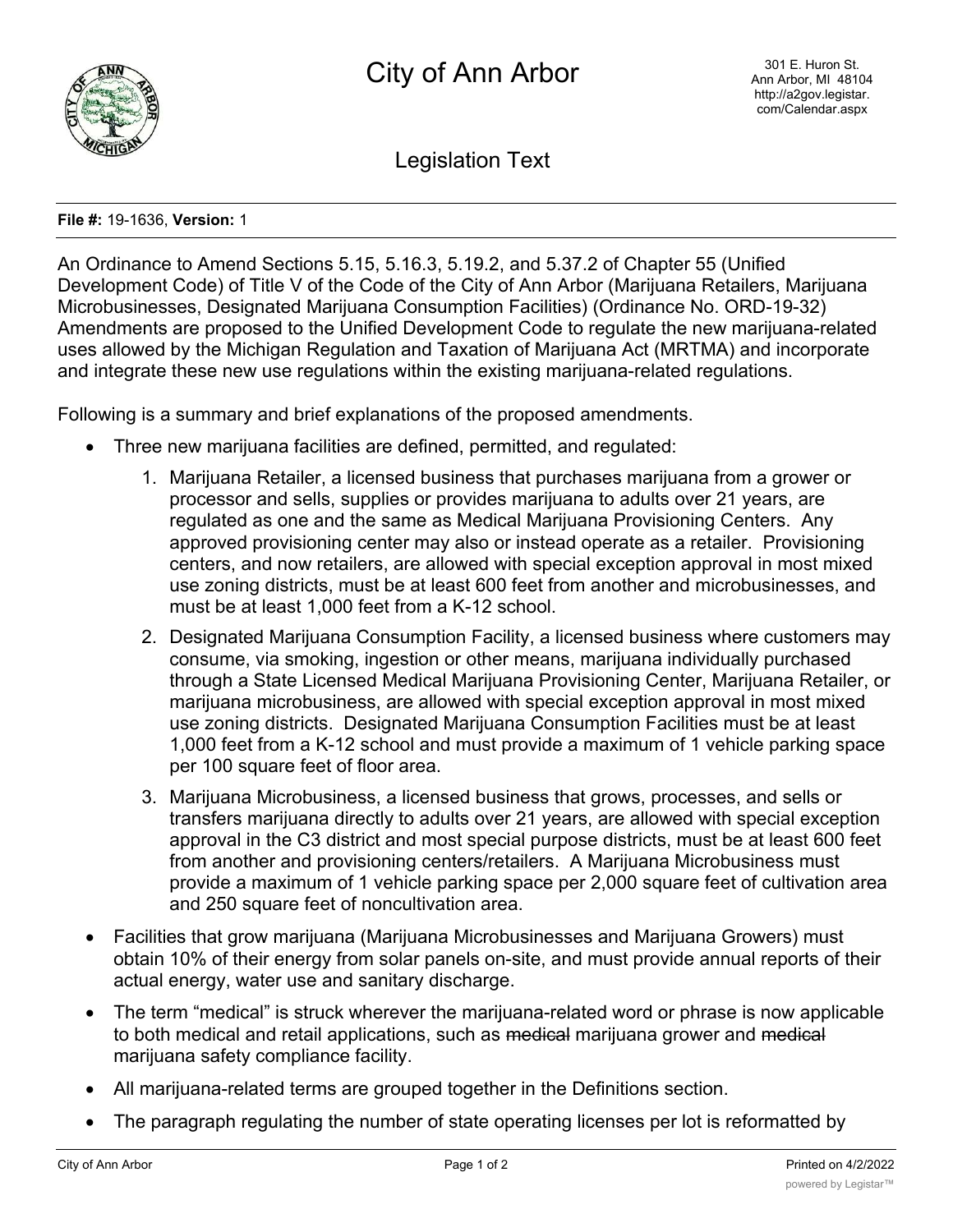# City of Ann Arbor

301 E. Huron St.
Ann Arbor, MI 48104
http://a2gov.legistar.com/Calendar.aspx

## Legislation Text

**File #:** 19-1636, **Version:** 1

An Ordinance to Amend Sections 5.15, 5.16.3, 5.19.2, and 5.37.2 of Chapter 55 (Unified Development Code) of Title V of the Code of the City of Ann Arbor (Marijuana Retailers, Marijuana Microbusinesses, Designated Marijuana Consumption Facilities) (Ordinance No. ORD-19-32)
Amendments are proposed to the Unified Development Code to regulate the new marijuana-related uses allowed by the Michigan Regulation and Taxation of Marijuana Act (MRTMA) and incorporate and integrate these new use regulations within the existing marijuana-related regulations.

Following is a summary and brief explanations of the proposed amendments.

- Three new marijuana facilities are defined, permitted, and regulated:
    1. Marijuana Retailer, a licensed business that purchases marijuana from a grower or processor and sells, supplies or provides marijuana to adults over 21 years, are regulated as one and the same as Medical Marijuana Provisioning Centers. Any approved provisioning center may also or instead operate as a retailer. Provisioning centers, and now retailers, are allowed with special exception approval in most mixed use zoning districts, must be at least 600 feet from another and microbusinesses, and must be at least 1,000 feet from a K-12 school.
    2. Designated Marijuana Consumption Facility, a licensed business where customers may consume, via smoking, ingestion or other means, marijuana individually purchased through a State Licensed Medical Marijuana Provisioning Center, Marijuana Retailer, or marijuana microbusiness, are allowed with special exception approval in most mixed use zoning districts. Designated Marijuana Consumption Facilities must be at least 1,000 feet from a K-12 school and must provide a maximum of 1 vehicle parking space per 100 square feet of floor area.
    3. Marijuana Microbusiness, a licensed business that grows, processes, and sells or transfers marijuana directly to adults over 21 years, are allowed with special exception approval in the C3 district and most special purpose districts, must be at least 600 feet from another and provisioning centers/retailers. A Marijuana Microbusiness must provide a maximum of 1 vehicle parking space per 2,000 square feet of cultivation area and 250 square feet of noncultivation area.
- Facilities that grow marijuana (Marijuana Microbusinesses and Marijuana Growers) must obtain 10% of their energy from solar panels on-site, and must provide annual reports of their actual energy, water use and sanitary discharge.
- The term "medical" is struck wherever the marijuana-related word or phrase is now applicable to both medical and retail applications, such as ~~medical~~ marijuana grower and ~~medical~~ marijuana safety compliance facility.
- All marijuana-related terms are grouped together in the Definitions section.
- The paragraph regulating the number of state operating licenses per lot is reformatted by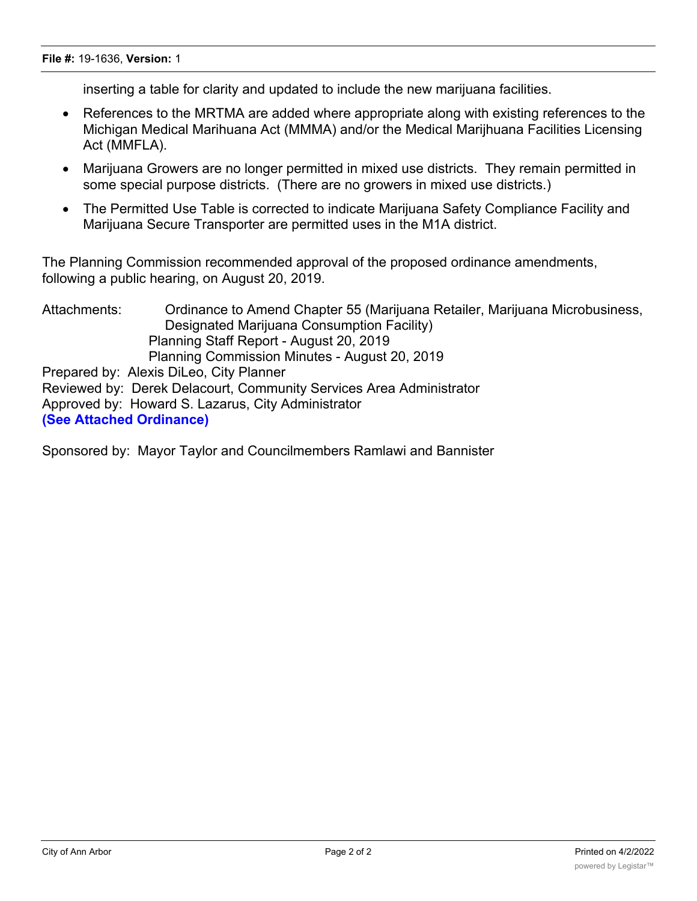inserting a table for clarity and updated to include the new marijuana facilities.

- References to the MRTMA are added where appropriate along with existing references to the Michigan Medical Marihuana Act (MMMA) and/or the Medical Marijhuana Facilities Licensing Act (MMFLA).
- Marijuana Growers are no longer permitted in mixed use districts. They remain permitted in some special purpose districts. (There are no growers in mixed use districts.)
- The Permitted Use Table is corrected to indicate Marijuana Safety Compliance Facility and Marijuana Secure Transporter are permitted uses in the M1A district.

The Planning Commission recommended approval of the proposed ordinance amendments, following a public hearing, on August 20, 2019.

Attachments: Ordinance to Amend Chapter 55 (Marijuana Retailer, Marijuana Microbusiness, Designated Marijuana Consumption Facility)
Planning Staff Report - August 20, 2019
Planning Commission Minutes - August 20, 2019

Prepared by: Alexis DiLeo, City Planner
Reviewed by: Derek Delacourt, Community Services Area Administrator
Approved by: Howard S. Lazarus, City Administrator
**(See Attached Ordinance)**

Sponsored by: Mayor Taylor and Councilmembers Ramlawi and Bannister